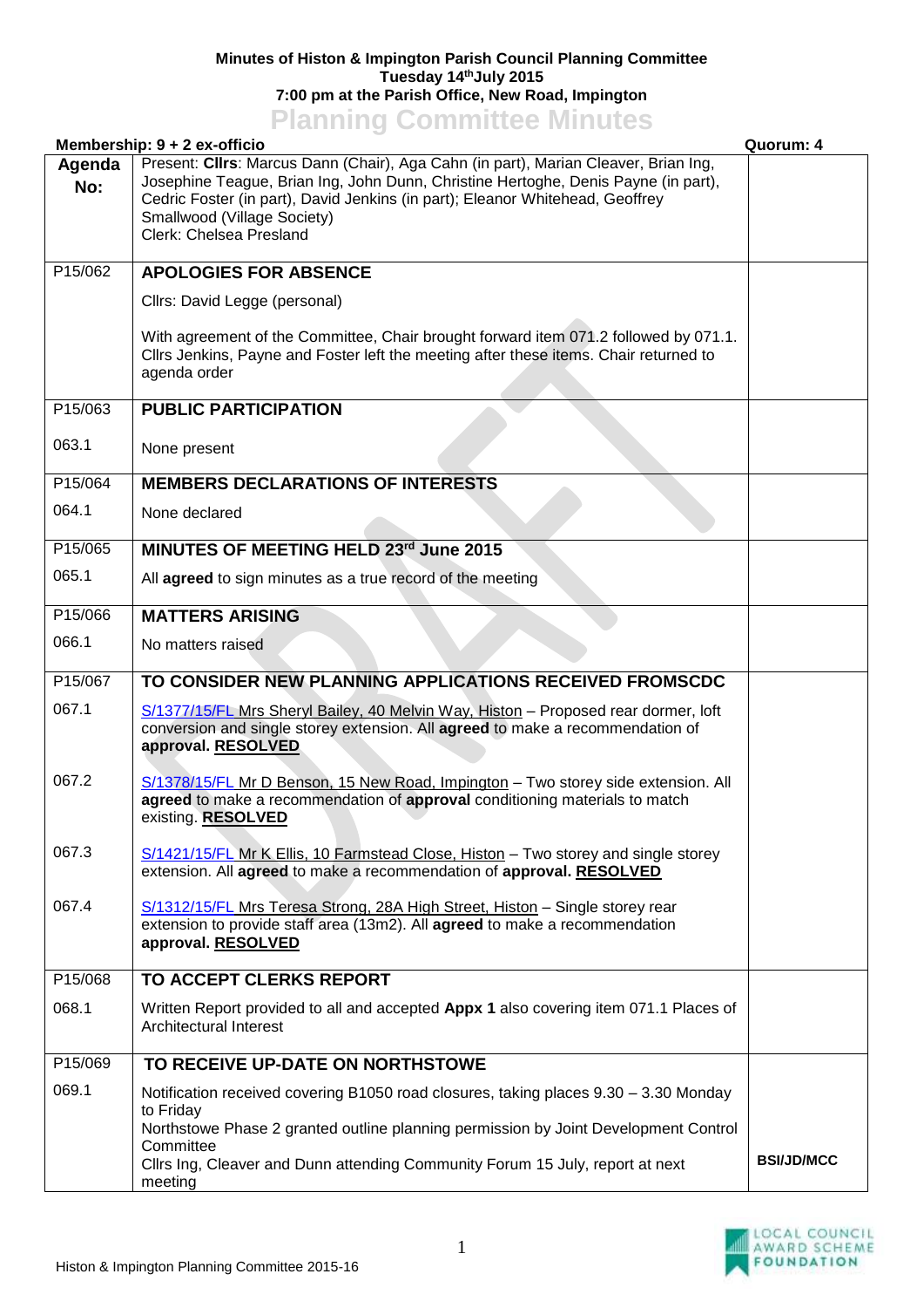**Minutes of Histon & Impington Parish Council Planning Committee**
**Tuesday 14th July 2015**
**7:00 pm at the Parish Office, New Road, Impington**

# Planning Committee Minutes

| **Membership: 9 + 2 ex-officio** | | **Quorum: 4** |
|---|---|---|
| **Agenda No:** | Present: **Cllrs**: Marcus Dann (Chair), Aga Cahn (in part), Marian Cleaver, Brian Ing, Josephine Teague, Brian Ing, John Dunn, Christine Hertoghe, Denis Payne (in part), Cedric Foster (in part), David Jenkins (in part); Eleanor Whitehead, Geoffrey Smallwood (Village Society)<br>Clerk: Chelsea Presland | |
| P15/062 | **APOLOGIES FOR ABSENCE** | |
| | Cllrs: David Legge (personal)<br><br>With agreement of the Committee, Chair brought forward item 071.2 followed by 071.1. Cllrs Jenkins, Payne and Foster left the meeting after these items. Chair returned to agenda order | |
| P15/063 | **PUBLIC PARTICIPATION** | |
| 063.1 | None present | |
| P15/064 | **MEMBERS DECLARATIONS OF INTERESTS** | |
| 064.1 | None declared | |
| P15/065 | **MINUTES OF MEETING HELD 23rd June 2015** | |
| 065.1 | All **agreed** to sign minutes as a true record of the meeting | |
| P15/066 | **MATTERS ARISING** | |
| 066.1 | No matters raised | |
| P15/067 | **TO CONSIDER NEW PLANNING APPLICATIONS RECEIVED FROMSCDC** | |
| 067.1 | S/1377/15/FL Mrs Sheryl Bailey, 40 Melvin Way, Histon – Proposed rear dormer, loft conversion and single storey extension. All **agreed** to make a recommendation of **approval. RESOLVED** | |
| 067.2 | S/1378/15/FL Mr D Benson, 15 New Road, Impington – Two storey side extension. All **agreed** to make a recommendation of **approval** conditioning materials to match existing. **RESOLVED** | |
| 067.3 | S/1421/15/FL Mr K Ellis, 10 Farmstead Close, Histon – Two storey and single storey extension. All **agreed** to make a recommendation of **approval. RESOLVED** | |
| 067.4 | S/1312/15/FL Mrs Teresa Strong, 28A High Street, Histon – Single storey rear extension to provide staff area (13m2). All **agreed** to make a recommendation **approval. RESOLVED** | |
| P15/068 | **TO ACCEPT CLERKS REPORT** | |
| 068.1 | Written Report provided to all and accepted **Appx 1** also covering item 071.1 Places of Architectural Interest | |
| P15/069 | **TO RECEIVE UP-DATE ON NORTHSTOWE** | |
| 069.1 | Notification received covering B1050 road closures, taking places 9.30 – 3.30 Monday to Friday<br>Northstowe Phase 2 granted outline planning permission by Joint Development Control Committee<br>Cllrs Ing, Cleaver and Dunn attending Community Forum 15 July, report at next meeting | **BSI/JD/MCC** |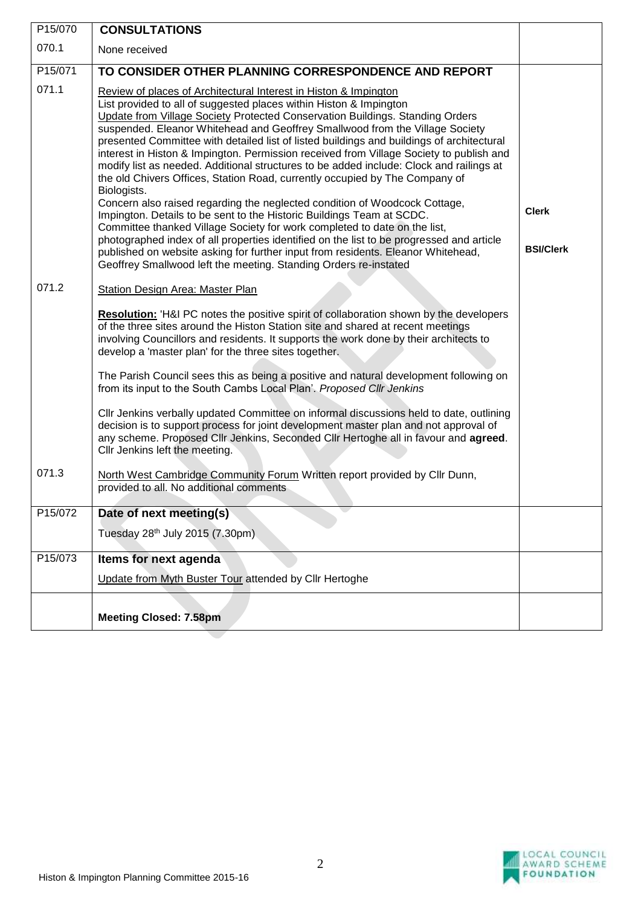| | | |
|---|---|---|
| P15/070 | **CONSULTATIONS** | |
| 070.1 | None received | |
| P15/071 | **TO CONSIDER OTHER PLANNING CORRESPONDENCE AND REPORT** | |
| 071.1 | Review of places of Architectural Interest in Histon & Impington<br>List provided to all of suggested places within Histon & Impington<br>Update from Village Society Protected Conservation Buildings. Standing Orders suspended. Eleanor Whitehead and Geoffrey Smallwood from the Village Society presented Committee with detailed list of listed buildings and buildings of architectural interest in Histon & Impington. Permission received from Village Society to publish and modify list as needed. Additional structures to be added include: Clock and railings at the old Chivers Offices, Station Road, currently occupied by The Company of Biologists.<br>Concern also raised regarding the neglected condition of Woodcock Cottage, Impington. Details to be sent to the Historic Buildings Team at SCDC.<br>Committee thanked Village Society for work completed to date on the list, photographed index of all properties identified on the list to be progressed and article published on website asking for further input from residents. Eleanor Whitehead, Geoffrey Smallwood left the meeting. Standing Orders re-instated | **Clock**<br><br>**BSI/Clerk** |
| 071.2 | Station Design Area: Master Plan<br><br>**Resolution:** 'H&I PC notes the positive spirit of collaboration shown by the developers of the three sites around the Histon Station site and shared at recent meetings involving Councillors and residents. It supports the work done by their architects to develop a 'master plan' for the three sites together.<br><br>The Parish Council sees this as being a positive and natural development following on from its input to the South Cambs Local Plan'. *Proposed Cllr Jenkins*<br><br>Cllr Jenkins verbally updated Committee on informal discussions held to date, outlining decision is to support process for joint development master plan and not approval of any scheme. Proposed Cllr Jenkins, Seconded Cllr Hertoghe all in favour and **agreed**. Cllr Jenkins left the meeting. | |
| 071.3 | North West Cambridge Community Forum Written report provided by Cllr Dunn, provided to all. No additional comments | |
| P15/072 | **Date of next meeting(s)**<br>Tuesday 28th July 2015 (7.30pm) | |
| P15/073 | **Items for next agenda**<br>Update from Myth Buster Tour attended by Cllr Hertoghe | |
| | **Meeting Closed: 7.58pm** | |